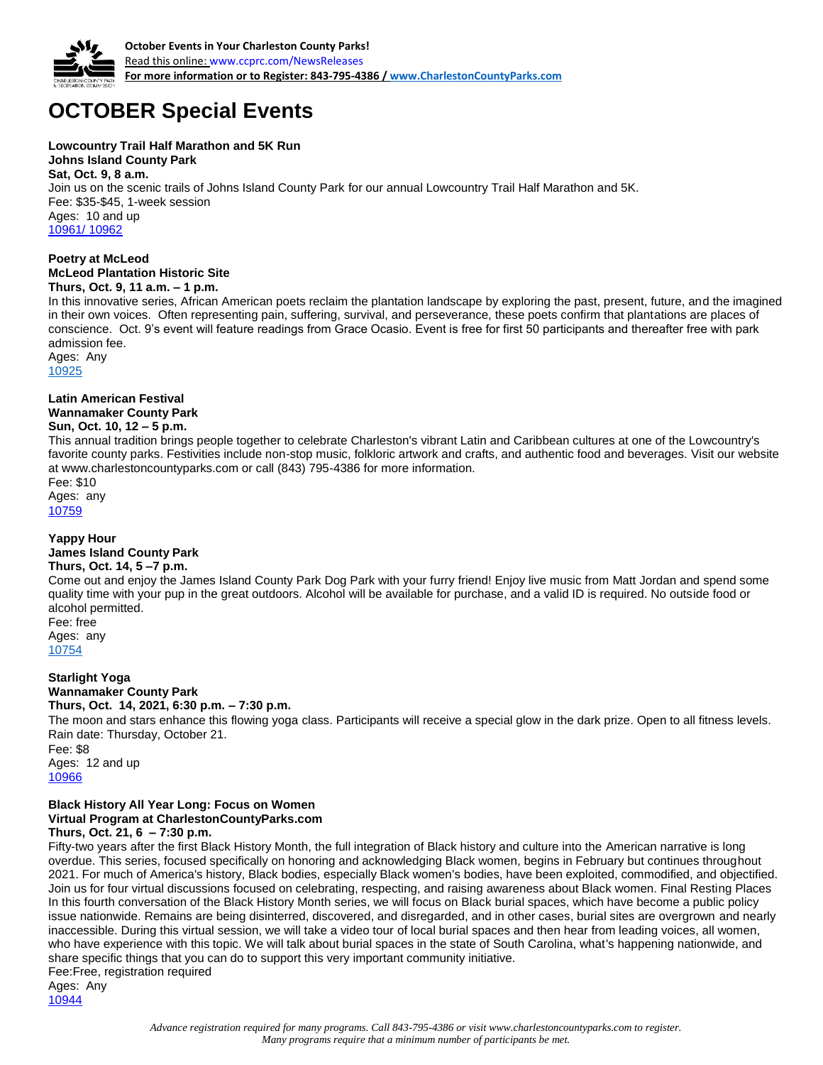**October Events in Your Charleston County Parks!**
Read this online: www.ccprc.com/NewsReleases
**For more information or to Register: 843-795-4386 / www.CharlestonCountyParks.com**

# OCTOBER Special Events

**Lowcountry Trail Half Marathon and 5K Run**
**Johns Island County Park**
**Sat, Oct. 9, 8 a.m.**
Join us on the scenic trails of Johns Island County Park for our annual Lowcountry Trail Half Marathon and 5K.
Fee: $35-$45, 1-week session
Ages: 10 and up
10961/ 10962

**Poetry at McLeod**
**McLeod Plantation Historic Site**
**Thurs, Oct. 9, 11 a.m. – 1 p.m.**
In this innovative series, African American poets reclaim the plantation landscape by exploring the past, present, future, and the imagined in their own voices. Often representing pain, suffering, survival, and perseverance, these poets confirm that plantations are places of conscience. Oct. 9's event will feature readings from Grace Ocasio. Event is free for first 50 participants and thereafter free with park admission fee.
Ages: Any
10925

**Latin American Festival**
**Wannamaker County Park**
**Sun, Oct. 10, 12 – 5 p.m.**
This annual tradition brings people together to celebrate Charleston's vibrant Latin and Caribbean cultures at one of the Lowcountry's favorite county parks. Festivities include non-stop music, folkloric artwork and crafts, and authentic food and beverages. Visit our website at www.charlestoncountyparks.com or call (843) 795-4386 for more information.
Fee: $10
Ages: any
10759

**Yappy Hour**
**James Island County Park**
**Thurs, Oct. 14, 5 –7 p.m.**
Come out and enjoy the James Island County Park Dog Park with your furry friend! Enjoy live music from Matt Jordan and spend some quality time with your pup in the great outdoors. Alcohol will be available for purchase, and a valid ID is required. No outside food or alcohol permitted.
Fee: free
Ages: any
10754

**Starlight Yoga**
**Wannamaker County Park**
**Thurs, Oct. 14, 2021, 6:30 p.m. – 7:30 p.m.**
The moon and stars enhance this flowing yoga class. Participants will receive a special glow in the dark prize. Open to all fitness levels. Rain date: Thursday, October 21.
Fee: $8
Ages: 12 and up
10966

**Black History All Year Long: Focus on Women**
**Virtual Program at CharlestonCountyParks.com**
**Thurs, Oct. 21, 6 – 7:30 p.m.**
Fifty-two years after the first Black History Month, the full integration of Black history and culture into the American narrative is long overdue. This series, focused specifically on honoring and acknowledging Black women, begins in February but continues throughout 2021. For much of America's history, Black bodies, especially Black women's bodies, have been exploited, commodified, and objectified. Join us for four virtual discussions focused on celebrating, respecting, and raising awareness about Black women. Final Resting Places In this fourth conversation of the Black History Month series, we will focus on Black burial spaces, which have become a public policy issue nationwide. Remains are being disinterred, discovered, and disregarded, and in other cases, burial sites are overgrown and nearly inaccessible. During this virtual session, we will take a video tour of local burial spaces and then hear from leading voices, all women, who have experience with this topic. We will talk about burial spaces in the state of South Carolina, what's happening nationwide, and share specific things that you can do to support this very important community initiative.
Fee:Free, registration required
Ages: Any
10944

*Advance registration required for many programs. Call 843-795-4386 or visit www.charlestoncountyparks.com to register. Many programs require that a minimum number of participants be met.*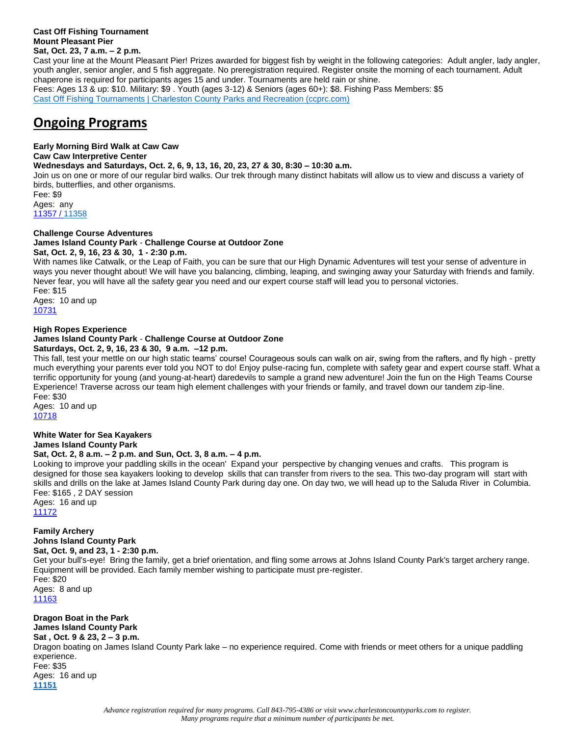**Cast Off Fishing Tournament**
**Mount Pleasant Pier**
**Sat, Oct. 23, 7 a.m. – 2 p.m.**

Cast your line at the Mount Pleasant Pier! Prizes awarded for biggest fish by weight in the following categories: Adult angler, lady angler, youth angler, senior angler, and 5 fish aggregate. No preregistration required. Register onsite the morning of each tournament. Adult chaperone is required for participants ages 15 and under. Tournaments are held rain or shine.
Fees: Ages 13 & up: $10. Military: $9 . Youth (ages 3-12) & Seniors (ages 60+): $8. Fishing Pass Members: $5
Cast Off Fishing Tournaments | Charleston County Parks and Recreation (ccprc.com)

## Ongoing Programs

**Early Morning Bird Walk at Caw Caw**
**Caw Caw Interpretive Center**
**Wednesdays and Saturdays, Oct. 2, 6, 9, 13, 16, 20, 23, 27 & 30, 8:30 – 10:30 a.m.**

Join us on one or more of our regular bird walks. Our trek through many distinct habitats will allow us to view and discuss a variety of birds, butterflies, and other organisms.
Fee: $9
Ages: any
11357 / 11358

**Challenge Course Adventures**
**James Island County Park - Challenge Course at Outdoor Zone**
**Sat, Oct. 2, 9, 16, 23 & 30, 1 - 2:30 p.m.**

With names like Catwalk, or the Leap of Faith, you can be sure that our High Dynamic Adventures will test your sense of adventure in ways you never thought about! We will have you balancing, climbing, leaping, and swinging away your Saturday with friends and family. Never fear, you will have all the safety gear you need and our expert course staff will lead you to personal victories.
Fee: $15
Ages: 10 and up
10731

**High Ropes Experience**
**James Island County Park - Challenge Course at Outdoor Zone**
**Saturdays, Oct. 2, 9, 16, 23 & 30, 9 a.m. –12 p.m.**

This fall, test your mettle on our high static teams' course! Courageous souls can walk on air, swing from the rafters, and fly high - pretty much everything your parents ever told you NOT to do! Enjoy pulse-racing fun, complete with safety gear and expert course staff. What a terrific opportunity for young (and young-at-heart) daredevils to sample a grand new adventure! Join the fun on the High Teams Course Experience! Traverse across our team high element challenges with your friends or family, and travel down our tandem zip-line.
Fee: $30
Ages: 10 and up
10718

**White Water for Sea Kayakers**
**James Island County Park**
**Sat, Oct. 2, 8 a.m. – 2 p.m. and Sun, Oct. 3, 8 a.m. – 4 p.m.**

Looking to improve your paddling skills in the ocean' Expand your perspective by changing venues and crafts. This program is designed for those sea kayakers looking to develop skills that can transfer from rivers to the sea. This two-day program will start with skills and drills on the lake at James Island County Park during day one. On day two, we will head up to the Saluda River in Columbia.
Fee: $165 , 2 DAY session
Ages: 16 and up
11172

**Family Archery**
**Johns Island County Park**
**Sat, Oct. 9, and 23, 1 - 2:30 p.m.**

Get your bull's-eye! Bring the family, get a brief orientation, and fling some arrows at Johns Island County Park's target archery range. Equipment will be provided. Each family member wishing to participate must pre-register.
Fee: $20
Ages: 8 and up
11163

**Dragon Boat in the Park**
**James Island County Park**
**Sat , Oct. 9 & 23, 2 – 3 p.m.**

Dragon boating on James Island County Park lake – no experience required. Come with friends or meet others for a unique paddling experience.
Fee: $35
Ages: 16 and up
**11151**

*Advance registration required for many programs. Call 843-795-4386 or visit www.charlestoncountyparks.com to register. Many programs require that a minimum number of participants be met.*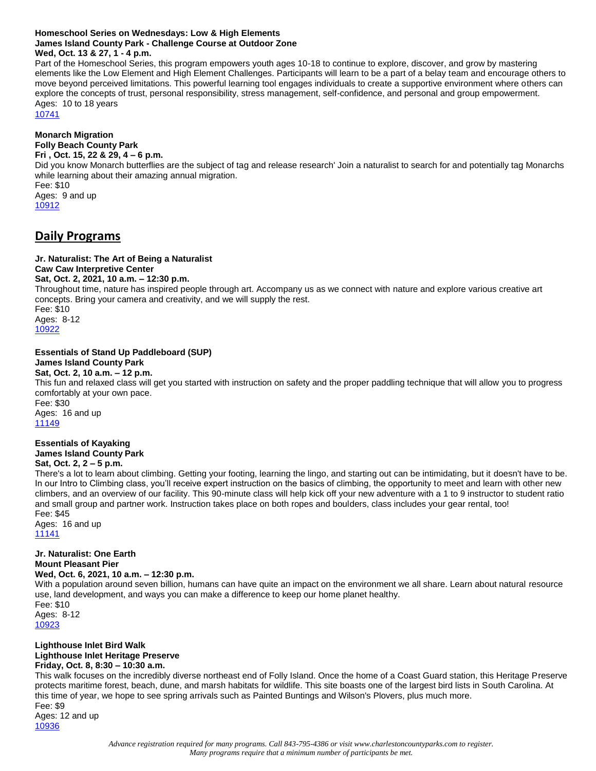**Homeschool Series on Wednesdays: Low & High Elements**
**James Island County Park - Challenge Course at Outdoor Zone**
**Wed, Oct. 13 & 27, 1 - 4 p.m.**

Part of the Homeschool Series, this program empowers youth ages 10-18 to continue to explore, discover, and grow by mastering elements like the Low Element and High Element Challenges. Participants will learn to be a part of a belay team and encourage others to move beyond perceived limitations. This powerful learning tool engages individuals to create a supportive environment where others can explore the concepts of trust, personal responsibility, stress management, self-confidence, and personal and group empowerment.
Ages: 10 to 18 years
10741

**Monarch Migration**
**Folly Beach County Park**
**Fri , Oct. 15, 22 & 29, 4 – 6 p.m.**

Did you know Monarch butterflies are the subject of tag and release research' Join a naturalist to search for and potentially tag Monarchs while learning about their amazing annual migration.
Fee: $10
Ages: 9 and up
10912

## Daily Programs

**Jr. Naturalist: The Art of Being a Naturalist**
**Caw Caw Interpretive Center**
**Sat, Oct. 2, 2021, 10 a.m. – 12:30 p.m.**

Throughout time, nature has inspired people through art. Accompany us as we connect with nature and explore various creative art concepts. Bring your camera and creativity, and we will supply the rest.
Fee: $10
Ages: 8-12
10922

**Essentials of Stand Up Paddleboard (SUP)**
**James Island County Park**
**Sat, Oct. 2, 10 a.m. – 12 p.m.**

This fun and relaxed class will get you started with instruction on safety and the proper paddling technique that will allow you to progress comfortably at your own pace.
Fee: $30
Ages: 16 and up
11149

**Essentials of Kayaking**
**James Island County Park**
**Sat, Oct. 2, 2 – 5 p.m.**

There's a lot to learn about climbing. Getting your footing, learning the lingo, and starting out can be intimidating, but it doesn't have to be. In our Intro to Climbing class, you'll receive expert instruction on the basics of climbing, the opportunity to meet and learn with other new climbers, and an overview of our facility. This 90-minute class will help kick off your new adventure with a 1 to 9 instructor to student ratio and small group and partner work. Instruction takes place on both ropes and boulders, class includes your gear rental, too!
Fee: $45
Ages: 16 and up
11141

**Jr. Naturalist: One Earth**
**Mount Pleasant Pier**
**Wed, Oct. 6, 2021, 10 a.m. – 12:30 p.m.**

With a population around seven billion, humans can have quite an impact on the environment we all share. Learn about natural resource use, land development, and ways you can make a difference to keep our home planet healthy.
Fee: $10
Ages: 8-12
10923

**Lighthouse Inlet Bird Walk**
**Lighthouse Inlet Heritage Preserve**
**Friday, Oct. 8, 8:30 – 10:30 a.m.**

This walk focuses on the incredibly diverse northeast end of Folly Island. Once the home of a Coast Guard station, this Heritage Preserve protects maritime forest, beach, dune, and marsh habitats for wildlife. This site boasts one of the largest bird lists in South Carolina. At this time of year, we hope to see spring arrivals such as Painted Buntings and Wilson's Plovers, plus much more.
Fee: $9
Ages: 12 and up
10936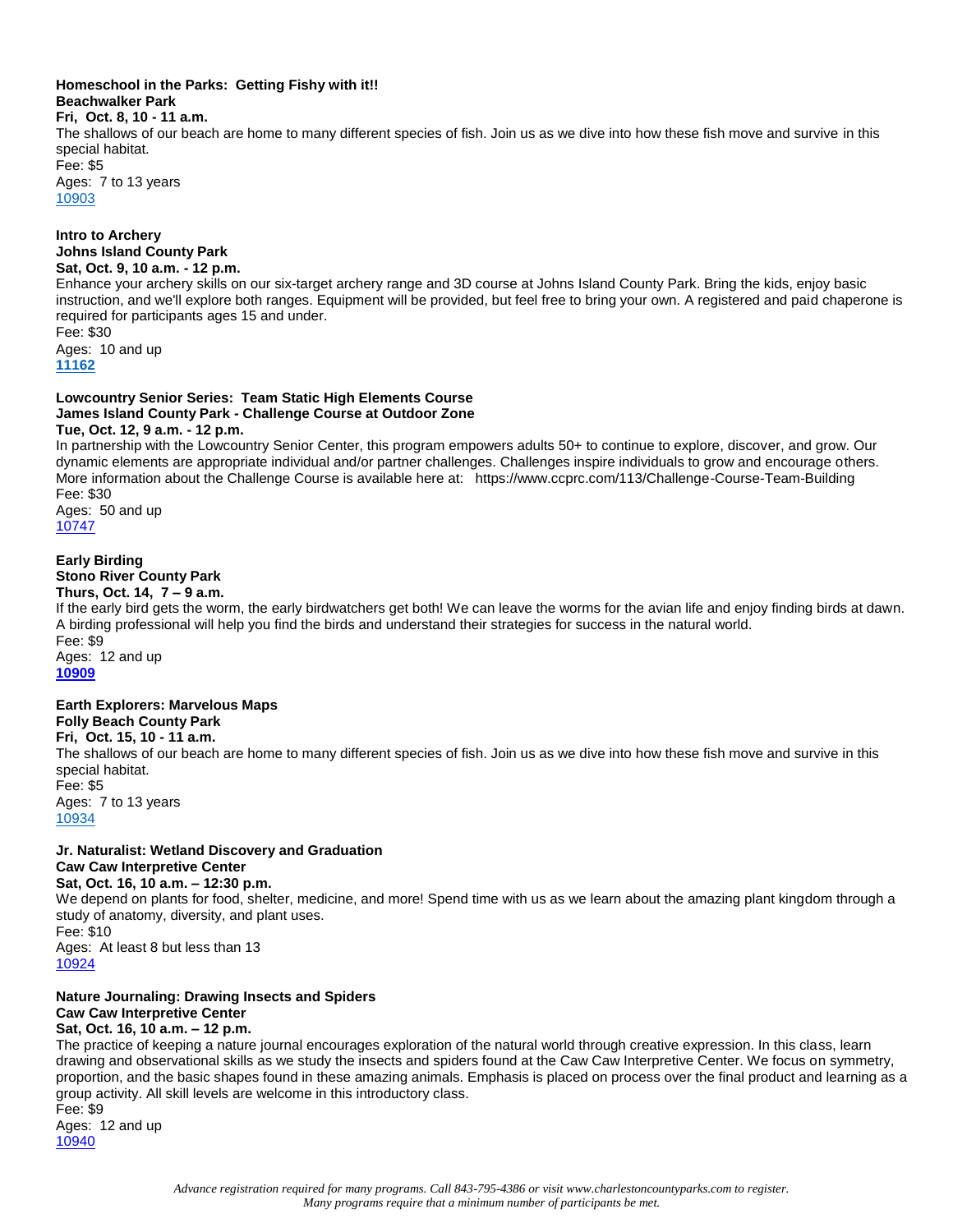**Homeschool in the Parks: Getting Fishy with it!!**
**Beachwalker Park**
**Fri, Oct. 8, 10 - 11 a.m.**
The shallows of our beach are home to many different species of fish. Join us as we dive into how these fish move and survive in this special habitat.
Fee: $5
Ages: 7 to 13 years
10903

**Intro to Archery**
**Johns Island County Park**
**Sat, Oct. 9, 10 a.m. - 12 p.m.**
Enhance your archery skills on our six-target archery range and 3D course at Johns Island County Park. Bring the kids, enjoy basic instruction, and we'll explore both ranges. Equipment will be provided, but feel free to bring your own. A registered and paid chaperone is required for participants ages 15 and under.
Fee: $30
Ages: 10 and up
**11162**

**Lowcountry Senior Series: Team Static High Elements Course**
**James Island County Park - Challenge Course at Outdoor Zone**
**Tue, Oct. 12, 9 a.m. - 12 p.m.**
In partnership with the Lowcountry Senior Center, this program empowers adults 50+ to continue to explore, discover, and grow. Our dynamic elements are appropriate individual and/or partner challenges. Challenges inspire individuals to grow and encourage others. More information about the Challenge Course is available here at: https://www.ccprc.com/113/Challenge-Course-Team-Building
Fee: $30
Ages: 50 and up
10747

**Early Birding**
**Stono River County Park**
**Thurs, Oct. 14, 7 – 9 a.m.**
If the early bird gets the worm, the early birdwatchers get both! We can leave the worms for the avian life and enjoy finding birds at dawn. A birding professional will help you find the birds and understand their strategies for success in the natural world.
Fee: $9
Ages: 12 and up
**10909**

**Earth Explorers: Marvelous Maps**
**Folly Beach County Park**
**Fri, Oct. 15, 10 - 11 a.m.**
The shallows of our beach are home to many different species of fish. Join us as we dive into how these fish move and survive in this special habitat.
Fee: $5
Ages: 7 to 13 years
10934

**Jr. Naturalist: Wetland Discovery and Graduation**
**Caw Caw Interpretive Center**
**Sat, Oct. 16, 10 a.m. – 12:30 p.m.**
We depend on plants for food, shelter, medicine, and more! Spend time with us as we learn about the amazing plant kingdom through a study of anatomy, diversity, and plant uses.
Fee: $10
Ages: At least 8 but less than 13
10924

**Nature Journaling: Drawing Insects and Spiders**
**Caw Caw Interpretive Center**
**Sat, Oct. 16, 10 a.m. – 12 p.m.**
The practice of keeping a nature journal encourages exploration of the natural world through creative expression. In this class, learn drawing and observational skills as we study the insects and spiders found at the Caw Caw Interpretive Center. We focus on symmetry, proportion, and the basic shapes found in these amazing animals. Emphasis is placed on process over the final product and learning as a group activity. All skill levels are welcome in this introductory class.
Fee: $9
Ages: 12 and up
10940

*Advance registration required for many programs. Call 843-795-4386 or visit www.charlestoncountyparks.com to register. Many programs require that a minimum number of participants be met.*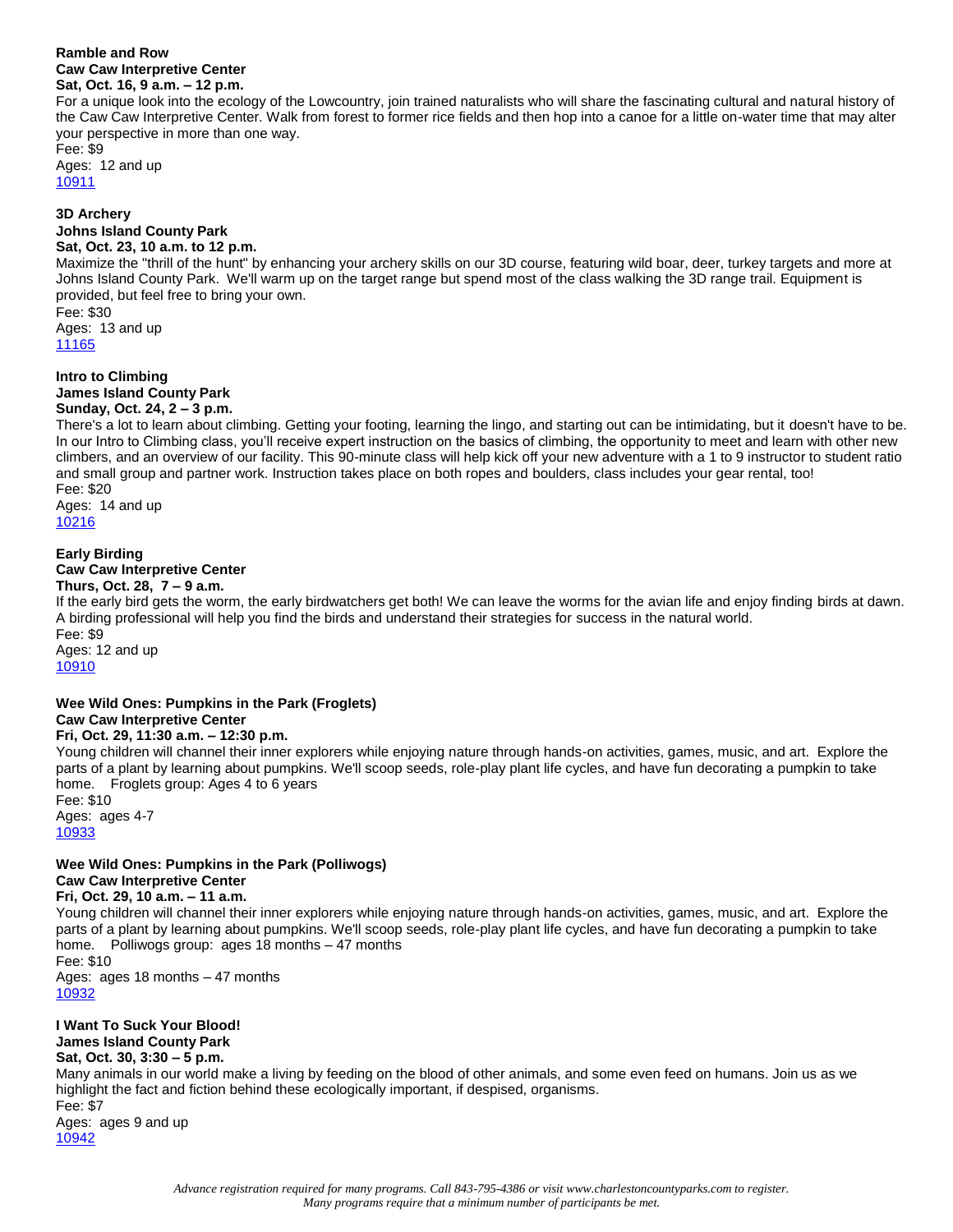**Ramble and Row**
**Caw Caw Interpretive Center**
**Sat, Oct. 16, 9 a.m. – 12 p.m.**

For a unique look into the ecology of the Lowcountry, join trained naturalists who will share the fascinating cultural and natural history of the Caw Caw Interpretive Center. Walk from forest to former rice fields and then hop into a canoe for a little on-water time that may alter your perspective in more than one way.

Fee: $9
Ages: 12 and up
10911

**3D Archery**
**Johns Island County Park**
**Sat, Oct. 23, 10 a.m. to 12 p.m.**

Maximize the "thrill of the hunt" by enhancing your archery skills on our 3D course, featuring wild boar, deer, turkey targets and more at Johns Island County Park. We'll warm up on the target range but spend most of the class walking the 3D range trail. Equipment is provided, but feel free to bring your own.

Fee: $30
Ages: 13 and up
11165

**Intro to Climbing**
**James Island County Park**
**Sunday, Oct. 24, 2 – 3 p.m.**

There's a lot to learn about climbing. Getting your footing, learning the lingo, and starting out can be intimidating, but it doesn't have to be. In our Intro to Climbing class, you'll receive expert instruction on the basics of climbing, the opportunity to meet and learn with other new climbers, and an overview of our facility. This 90-minute class will help kick off your new adventure with a 1 to 9 instructor to student ratio and small group and partner work. Instruction takes place on both ropes and boulders, class includes your gear rental, too!

Fee: $20
Ages: 14 and up
10216

**Early Birding**
**Caw Caw Interpretive Center**
**Thurs, Oct. 28, 7 – 9 a.m.**

If the early bird gets the worm, the early birdwatchers get both! We can leave the worms for the avian life and enjoy finding birds at dawn. A birding professional will help you find the birds and understand their strategies for success in the natural world.

Fee: $9
Ages: 12 and up
10910

**Wee Wild Ones: Pumpkins in the Park (Froglets)**
**Caw Caw Interpretive Center**
**Fri, Oct. 29, 11:30 a.m. – 12:30 p.m.**

Young children will channel their inner explorers while enjoying nature through hands-on activities, games, music, and art. Explore the parts of a plant by learning about pumpkins. We'll scoop seeds, role-play plant life cycles, and have fun decorating a pumpkin to take home. Froglets group: Ages 4 to 6 years

Fee: $10
Ages: ages 4-7
10933

**Wee Wild Ones: Pumpkins in the Park (Polliwogs)**
**Caw Caw Interpretive Center**
**Fri, Oct. 29, 10 a.m. – 11 a.m.**

Young children will channel their inner explorers while enjoying nature through hands-on activities, games, music, and art. Explore the parts of a plant by learning about pumpkins. We'll scoop seeds, role-play plant life cycles, and have fun decorating a pumpkin to take home. Polliwogs group: ages 18 months – 47 months

Fee: $10
Ages: ages 18 months – 47 months
10932

**I Want To Suck Your Blood!**
**James Island County Park**
**Sat, Oct. 30, 3:30 – 5 p.m.**

Many animals in our world make a living by feeding on the blood of other animals, and some even feed on humans. Join us as we highlight the fact and fiction behind these ecologically important, if despised, organisms.

Fee: $7
Ages: ages 9 and up
10942

*Advance registration required for many programs. Call 843-795-4386 or visit www.charlestoncountyparks.com to register. Many programs require that a minimum number of participants be met.*